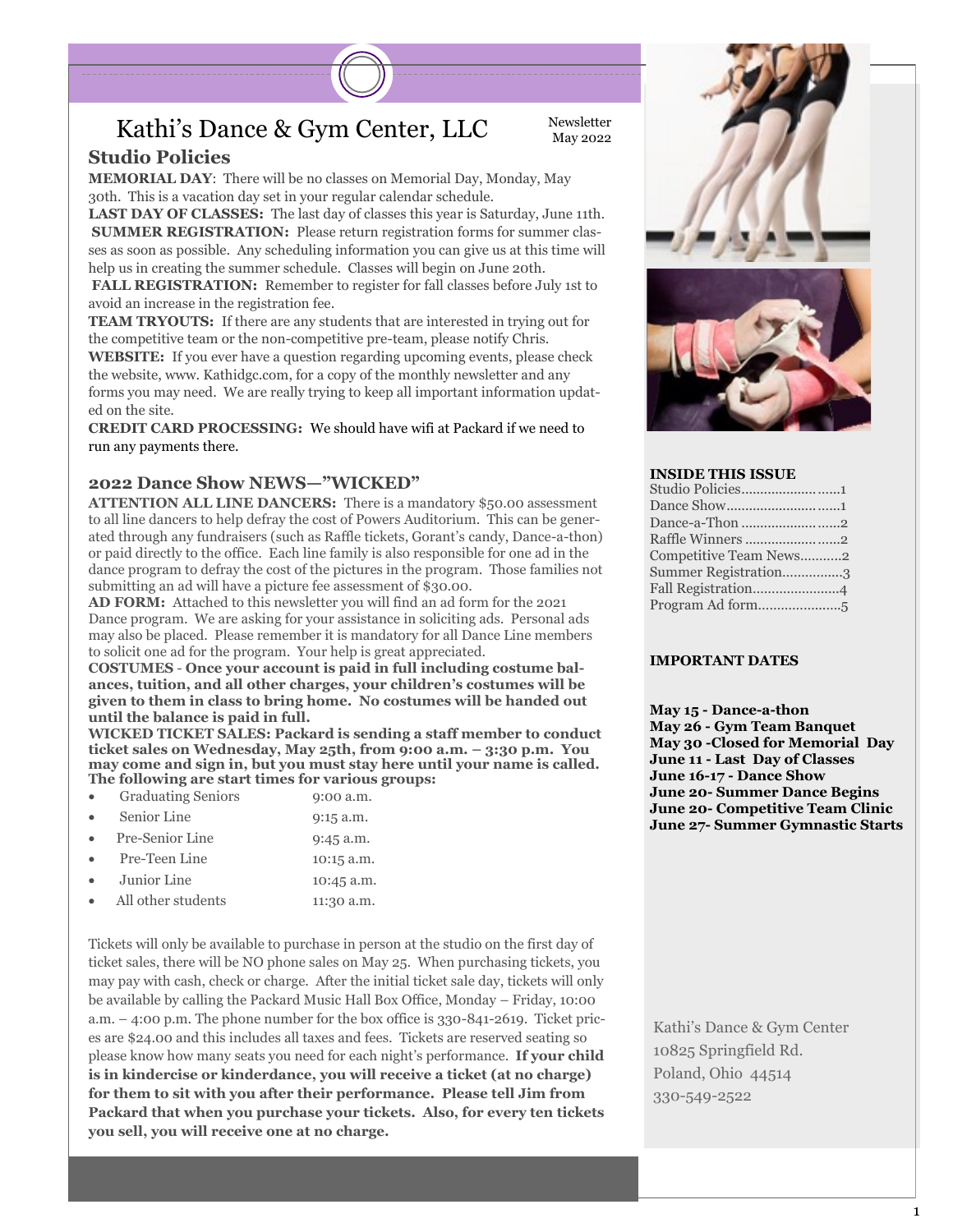# Kathi's Dance & Gym Center, LLC

Newsletter
May 2022

## Studio Policies

**MEMORIAL DAY**: There will be no classes on Memorial Day, Monday, May 30th. This is a vacation day set in your regular calendar schedule.

**LAST DAY OF CLASSES:** The last day of classes this year is Saturday, June 11th.

**SUMMER REGISTRATION:** Please return registration forms for summer classes as soon as possible. Any scheduling information you can give us at this time will help us in creating the summer schedule. Classes will begin on June 20th.

**FALL REGISTRATION:** Remember to register for fall classes before July 1st to avoid an increase in the registration fee.

**TEAM TRYOUTS:** If there are any students that are interested in trying out for the competitive team or the non-competitive pre-team, please notify Chris.

**WEBSITE:** If you ever have a question regarding upcoming events, please check the website, www. Kathidgc.com, for a copy of the monthly newsletter and any forms you may need. We are really trying to keep all important information updated on the site.

**CREDIT CARD PROCESSING:** We should have wifi at Packard if we need to run any payments there.

## 2022 Dance Show NEWS—"WICKED"

**ATTENTION ALL LINE DANCERS:** There is a mandatory $50.00 assessment to all line dancers to help defray the cost of Powers Auditorium. This can be generated through any fundraisers (such as Raffle tickets, Gorant's candy, Dance-a-thon) or paid directly to the office. Each line family is also responsible for one ad in the dance program to defray the cost of the pictures in the program. Those families not submitting an ad will have a picture fee assessment of $30.00.

**AD FORM:** Attached to this newsletter you will find an ad form for the 2021 Dance program. We are asking for your assistance in soliciting ads. Personal ads may also be placed. Please remember it is mandatory for all Dance Line members to solicit one ad for the program. Your help is great appreciated.

**COSTUMES** - **Once your account is paid in full including costume balances, tuition, and all other charges, your children's costumes will be given to them in class to bring home. No costumes will be handed out until the balance is paid in full.**

**WICKED TICKET SALES: Packard is sending a staff member to conduct ticket sales on Wednesday, May 25th, from 9:00 a.m. – 3:30 p.m. You may come and sign in, but you must stay here until your name is called. The following are start times for various groups:**

- Graduating Seniors 9:00 a.m.
- Senior Line 9:15 a.m.
- Pre-Senior Line 9:45 a.m.
- Pre-Teen Line 10:15 a.m.
- Junior Line 10:45 a.m.
- All other students 11:30 a.m.

Tickets will only be available to purchase in person at the studio on the first day of ticket sales, there will be NO phone sales on May 25. When purchasing tickets, you may pay with cash, check or charge. After the initial ticket sale day, tickets will only be available by calling the Packard Music Hall Box Office, Monday – Friday, 10:00 a.m. – 4:00 p.m. The phone number for the box office is 330-841-2619. Ticket prices are $24.00 and this includes all taxes and fees. Tickets are reserved seating so please know how many seats you need for each night's performance. **If your child is in kindercise or kinderdance, you will receive a ticket (at no charge) for them to sit with you after their performance. Please tell Jim from Packard that when you purchase your tickets. Also, for every ten tickets you sell, you will receive one at no charge.**

### INSIDE THIS ISSUE

| | |
|---|---|
| Studio Policies | 1 |
| Dance Show | 1 |
| Dance-a-Thon | 2 |
| Raffle Winners | 2 |
| Competitive Team News | 2 |
| Summer Registration | 3 |
| Fall Registration | 4 |
| Program Ad form | 5 |

### IMPORTANT DATES

**May 15 - Dance-a-thon**
**May 26 - Gym Team Banquet**
**May 30 -Closed for Memorial Day**
**June 11 - Last Day of Classes**
**June 16-17 - Dance Show**
**June 20- Summer Dance Begins**
**June 20- Competitive Team Clinic**
**June 27- Summer Gymnastic Starts**

Kathi's Dance & Gym Center
10825 Springfield Rd.
Poland, Ohio 44514
330-549-2522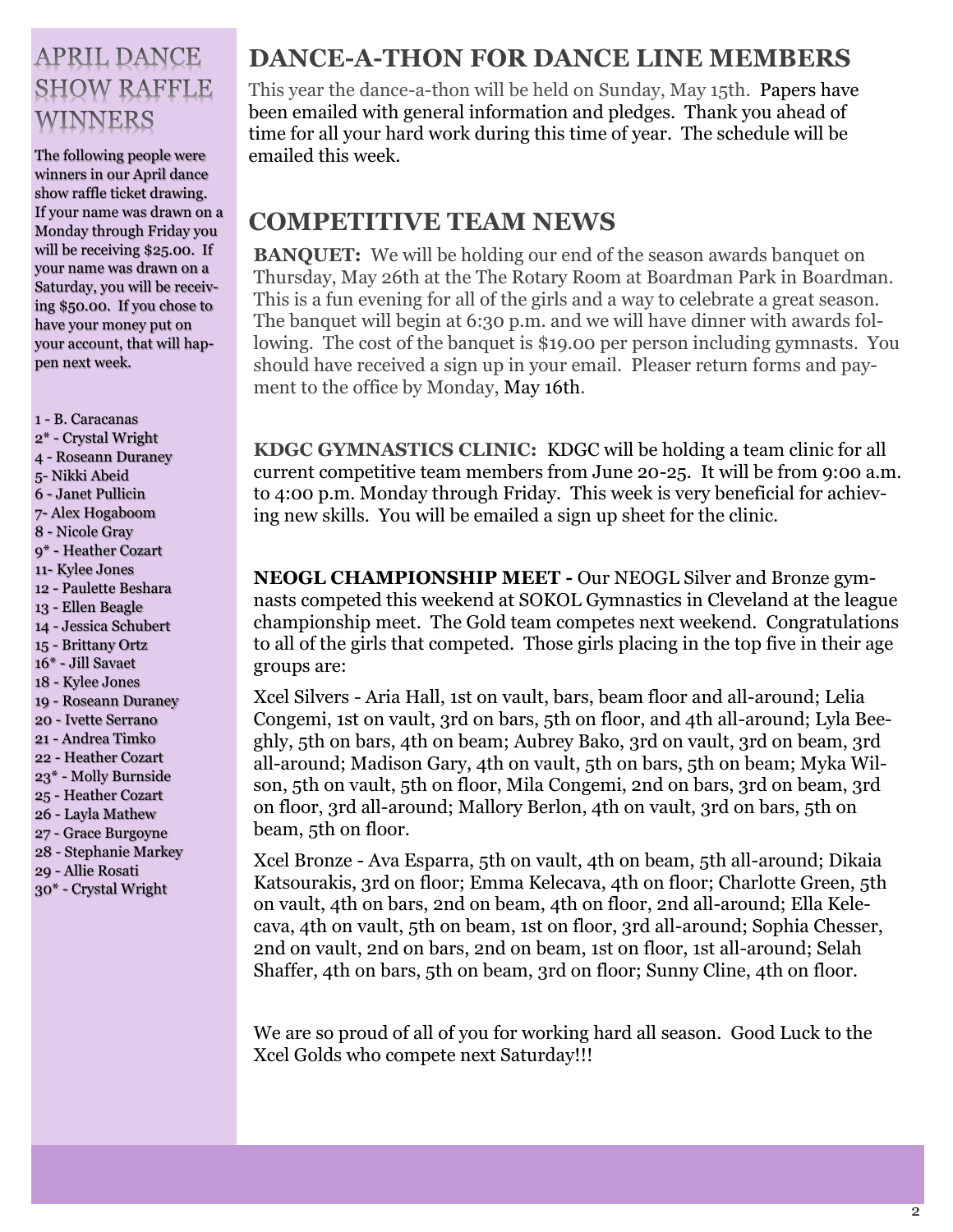## APRIL DANCE SHOW RAFFLE WINNERS

The following people were winners in our April dance show raffle ticket drawing. If your name was drawn on a Monday through Friday you will be receiving $25.00. If your name was drawn on a Saturday, you will be receiving $50.00. If you chose to have your money put on your account, that will happen next week.

1 - B. Caracanas
2* - Crystal Wright
4 - Roseann Duraney
5- Nikki Abeid
6 - Janet Pullicin
7- Alex Hogaboom
8 - Nicole Gray
9* - Heather Cozart
11- Kylee Jones
12 - Paulette Beshara
13 - Ellen Beagle
14 - Jessica Schubert
15 - Brittany Ortz
16* - Jill Savaet
18 - Kylee Jones
19 - Roseann Duraney
20 - Ivette Serrano
21 - Andrea Timko
22 - Heather Cozart
23* - Molly Burnside
25 - Heather Cozart
26 - Layla Mathew
27 - Grace Burgoyne
28 - Stephanie Markey
29 - Allie Rosati
30* - Crystal Wright

## DANCE-A-THON FOR DANCE LINE MEMBERS

This year the dance-a-thon will be held on Sunday, May 15th. Papers have been emailed with general information and pledges. Thank you ahead of time for all your hard work during this time of year. The schedule will be emailed this week.

## COMPETITIVE TEAM NEWS

**BANQUET:** We will be holding our end of the season awards banquet on Thursday, May 26th at the The Rotary Room at Boardman Park in Boardman. This is a fun evening for all of the girls and a way to celebrate a great season. The banquet will begin at 6:30 p.m. and we will have dinner with awards following. The cost of the banquet is $19.00 per person including gymnasts. You should have received a sign up in your email. Pleaser return forms and payment to the office by Monday, May 16th.

**KDGC GYMNASTICS CLINIC:** KDGC will be holding a team clinic for all current competitive team members from June 20-25. It will be from 9:00 a.m. to 4:00 p.m. Monday through Friday. This week is very beneficial for achieving new skills. You will be emailed a sign up sheet for the clinic.

**NEOGL CHAMPIONSHIP MEET -** Our NEOGL Silver and Bronze gymnasts competed this weekend at SOKOL Gymnastics in Cleveland at the league championship meet. The Gold team competes next weekend. Congratulations to all of the girls that competed. Those girls placing in the top five in their age groups are:

Xcel Silvers - Aria Hall, 1st on vault, bars, beam floor and all-around; Lelia Congemi, 1st on vault, 3rd on bars, 5th on floor, and 4th all-around; Lyla Beeghly, 5th on bars, 4th on beam; Aubrey Bako, 3rd on vault, 3rd on beam, 3rd all-around; Madison Gary, 4th on vault, 5th on bars, 5th on beam; Myka Wilson, 5th on vault, 5th on floor, Mila Congemi, 2nd on bars, 3rd on beam, 3rd on floor, 3rd all-around; Mallory Berlon, 4th on vault, 3rd on bars, 5th on beam, 5th on floor.

Xcel Bronze - Ava Esparra, 5th on vault, 4th on beam, 5th all-around; Dikaia Katsourakis, 3rd on floor; Emma Kelecava, 4th on floor; Charlotte Green, 5th on vault, 4th on bars, 2nd on beam, 4th on floor, 2nd all-around; Ella Kelecava, 4th on vault, 5th on beam, 1st on floor, 3rd all-around; Sophia Chesser, 2nd on vault, 2nd on bars, 2nd on beam, 1st on floor, 1st all-around; Selah Shaffer, 4th on bars, 5th on beam, 3rd on floor; Sunny Cline, 4th on floor.

We are so proud of all of you for working hard all season. Good Luck to the Xcel Golds who compete next Saturday!!!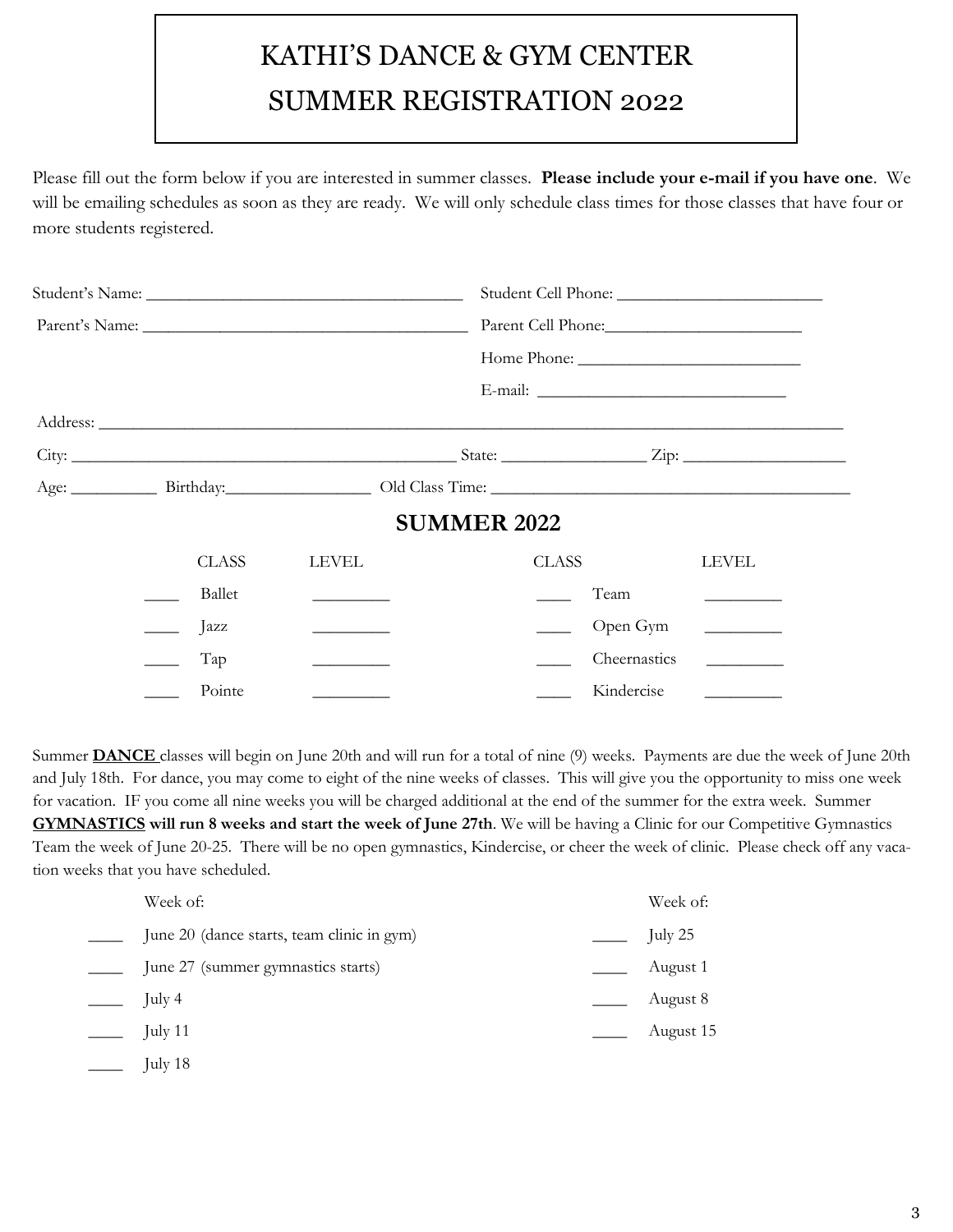# KATHI'S DANCE & GYM CENTER
# SUMMER REGISTRATION 2022

Please fill out the form below if you are interested in summer classes. **Please include your e-mail if you have one**. We will be emailing schedules as soon as they are ready. We will only schedule class times for those classes that have four or more students registered.

Student's Name: ______________________________ Student Cell Phone: ____________________

Parent's Name: ______________________________ Parent Cell Phone: ____________________

Home Phone: ____________________

E-mail: ______________________

Address: ________________________________________________________________________

City: ______________________________ State: ______________ Zip: ________________

Age: ________ Birthday: ______________ Old Class Time: ________________________________

## SUMMER 2022

| | CLASS | LEVEL | | CLASS | LEVEL |
|---|---|---|---|---|---|
| ____ | Ballet | ________ | ____ | Team | ________ |
| ____ | Jazz | ________ | ____ | Open Gym | ________ |
| ____ | Tap | ________ | ____ | Cheernastics | ________ |
| ____ | Pointe | ________ | ____ | Kindercise | ________ |

Summer **DANCE** classes will begin on June 20th and will run for a total of nine (9) weeks. Payments are due the week of June 20th and July 18th. For dance, you may come to eight of the nine weeks of classes. This will give you the opportunity to miss one week for vacation. IF you come all nine weeks you will be charged additional at the end of the summer for the extra week. Summer **GYMNASTICS will run 8 weeks and start the week of June 27th**. We will be having a Clinic for our Competitive Gymnastics Team the week of June 20-25. There will be no open gymnastics, Kindercise, or cheer the week of clinic. Please check off any vacation weeks that you have scheduled.

Week of:

____ June 20 (dance starts, team clinic in gym)

____ June 27 (summer gymnastics starts)

____ July 4

____ July 11

____ July 18

Week of:

____ July 25

____ August 1

____ August 8

____ August 15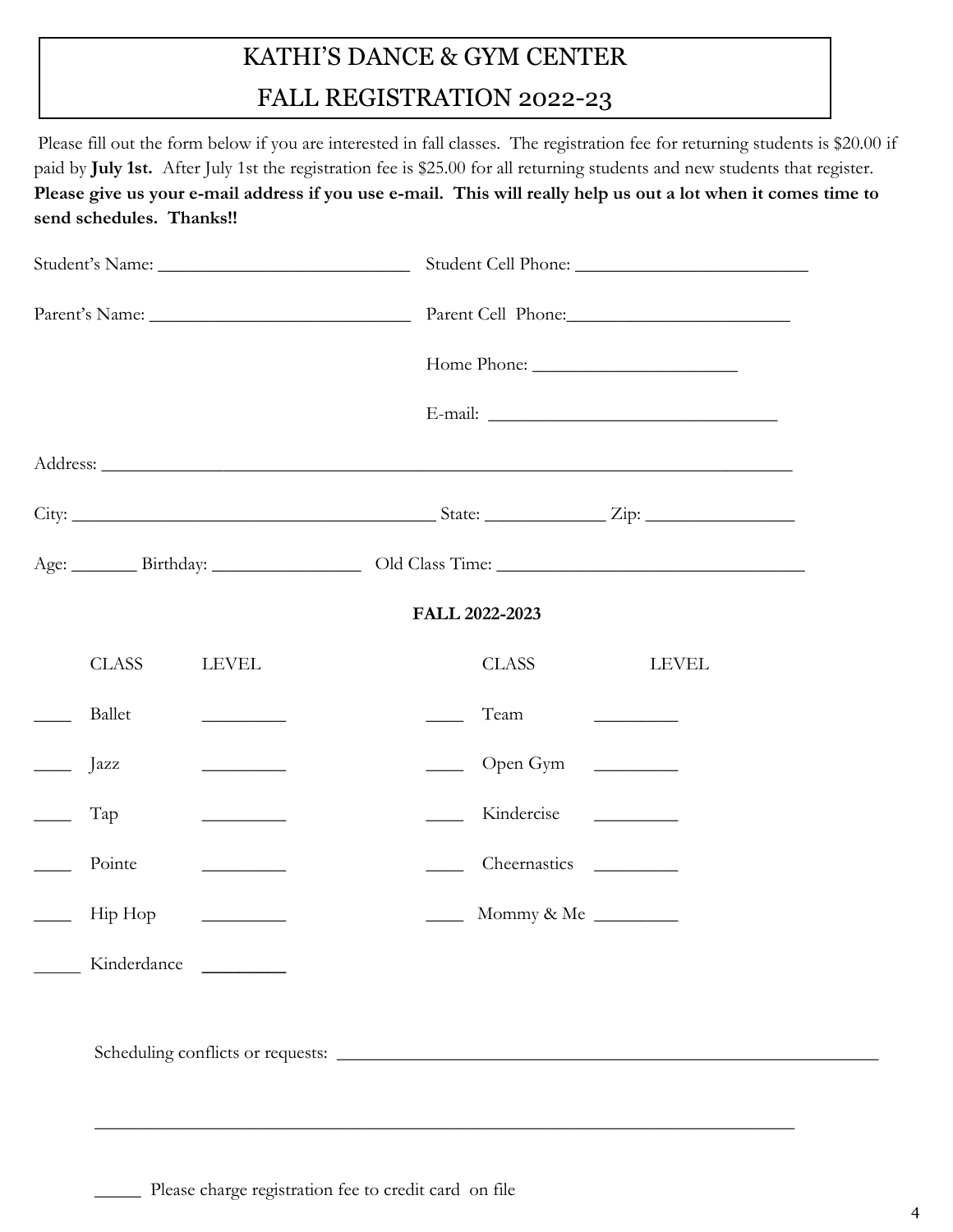# KATHI'S DANCE & GYM CENTER

# FALL REGISTRATION 2022-23

Please fill out the form below if you are interested in fall classes. The registration fee for returning students is $20.00 if paid by **July 1st.** After July 1st the registration fee is $25.00 for all returning students and new students that register. **Please give us your e-mail address if you use e-mail. This will really help us out a lot when it comes time to send schedules. Thanks!!**

Student's Name: ___________________________ Student Cell Phone: _________________________

Parent's Name: ____________________________ Parent Cell Phone: ________________________

Home Phone: ______________________

E-mail: _______________________________

Address: ___________________________________________________________________________

City: _______________________________________ State: _____________ Zip: ________________

Age: _______ Birthday: ________________ Old Class Time: _________________________________

**FALL 2022-2023**

| | CLASS | LEVEL | | CLASS | LEVEL |
|---|---|---|---|---|---|
| ____ | Ballet | _________ | ____ | Team | _________ |
| ____ | Jazz | _________ | ____ | Open Gym | _________ |
| ____ | Tap | _________ | ____ | Kindercise | _________ |
| ____ | Pointe | _________ | ____ | Cheernastics | _________ |
| ____ | Hip Hop | _________ | ____ | Mommy & Me | _________ |
| _____ | Kinderdance | _________ | | | |

Scheduling conflicts or requests: ___________________________________________________________

___________________________________________________________________________

_____ Please charge registration fee to credit card on file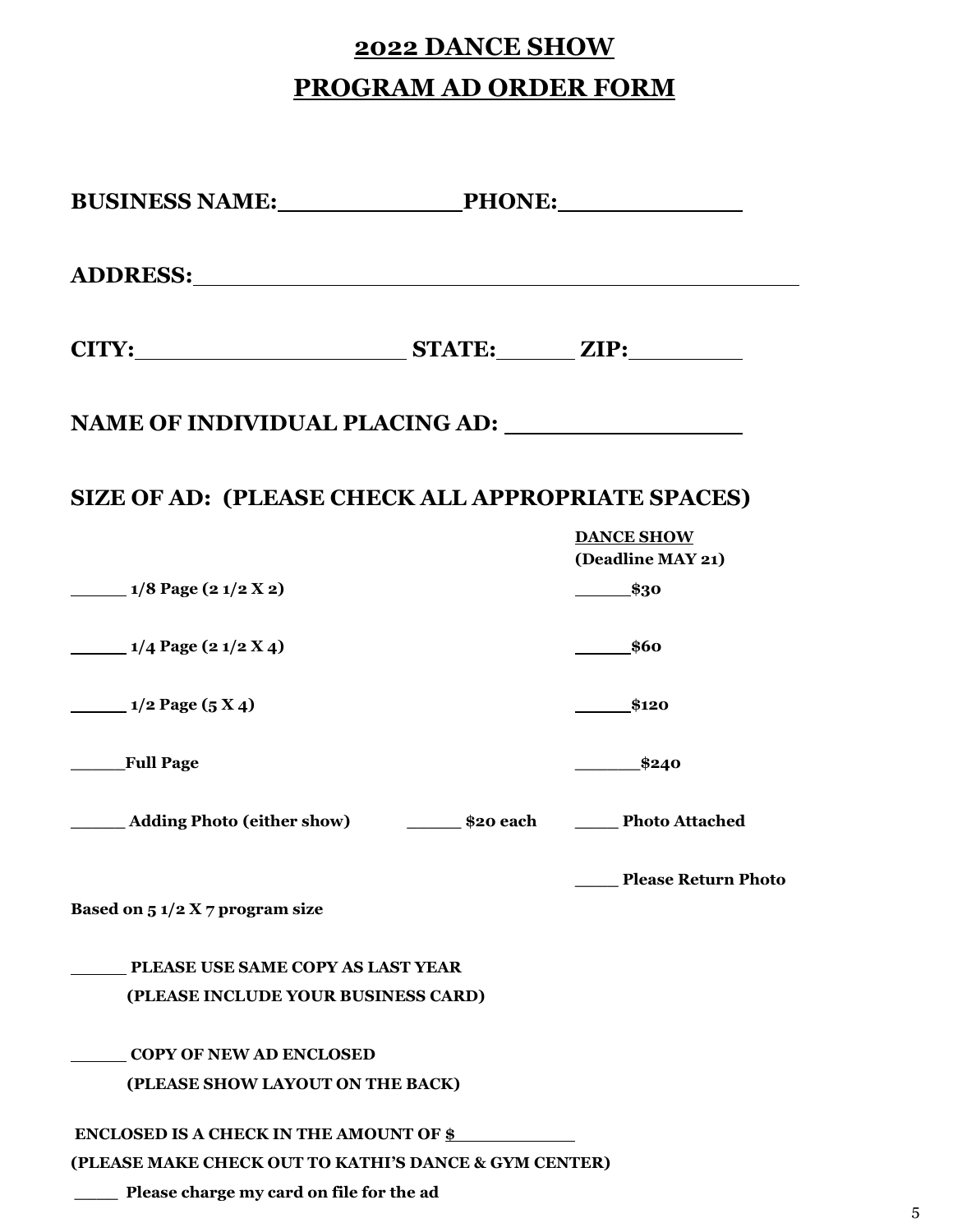# 2022 DANCE SHOW

# PROGRAM AD ORDER FORM

**BUSINESS NAME:_______________PHONE:_______________**

**ADDRESS:_______________________________________________**

**CITY:______________________ STATE:_______ ZIP:__________**

**NAME OF INDIVIDUAL PLACING AD: __________________**

## SIZE OF AD: (PLEASE CHECK ALL APPROPRIATE SPACES)

| | | DANCE SHOW (Deadline MAY 21) |
|---|---|---|
| ______ 1/8 Page (2 1/2 X 2) | | ______$30 |
| ______ 1/4 Page (2 1/2 X 4) | | ______$60 |
| ______ 1/2 Page (5 X 4) | | ______$120 |
| ______Full Page | | _______$240 |
| ______ Adding Photo (either show) | ______ $20 each | _____ Photo Attached |
| | | _____ Please Return Photo |

**Based on 5 1/2 X 7 program size**

**______ PLEASE USE SAME COPY AS LAST YEAR**
**(PLEASE INCLUDE YOUR BUSINESS CARD)**

**______ COPY OF NEW AD ENCLOSED**
**(PLEASE SHOW LAYOUT ON THE BACK)**

**ENCLOSED IS A CHECK IN THE AMOUNT OF $____________**

**(PLEASE MAKE CHECK OUT TO KATHI'S DANCE & GYM CENTER)**

**_____ Please charge my card on file for the ad**